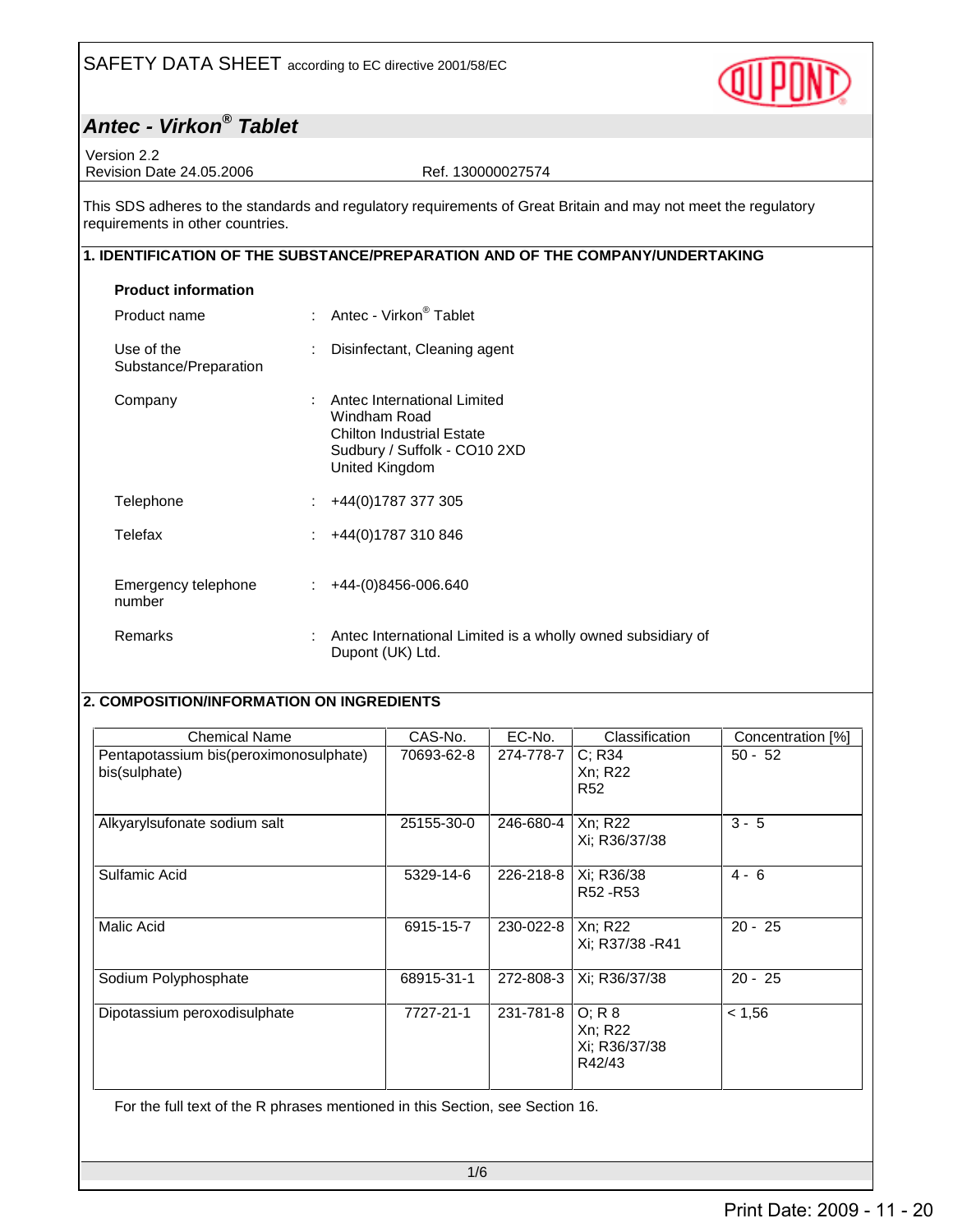SAFETY DATA SHEET according to EC directive 2001/58/EC

# *Antec - Virkon® Tablet*

Version 2.2
Revision Date 24.05.2006 Ref. 130000027574

This SDS adheres to the standards and regulatory requirements of Great Britain and may not meet the regulatory requirements in other countries.

## 1. IDENTIFICATION OF THE SUBSTANCE/PREPARATION AND OF THE COMPANY/UNDERTAKING

**Product information**

Product name : Antec - Virkon® Tablet

Use of the Substance/Preparation : Disinfectant, Cleaning agent

Company : Antec International Limited
Windham Road
Chilton Industrial Estate
Sudbury / Suffolk - CO10 2XD
United Kingdom

Telephone : +44(0)1787 377 305

Telefax : +44(0)1787 310 846

Emergency telephone number : +44-(0)8456-006.640

Remarks : Antec International Limited is a wholly owned subsidiary of Dupont (UK) Ltd.

## 2. COMPOSITION/INFORMATION ON INGREDIENTS

| Chemical Name | CAS-No. | EC-No. | Classification | Concentration [%] |
|---|---|---|---|---|
| Pentapotassium bis(peroximonosulphate) bis(sulphate) | 70693-62-8 | 274-778-7 | C; R34<br>Xn; R22<br>R52 | 50 - 52 |
| Alkyarylsufonate sodium salt | 25155-30-0 | 246-680-4 | Xn; R22<br>Xi; R36/37/38 | 3 - 5 |
| Sulfamic Acid | 5329-14-6 | 226-218-8 | Xi; R36/38<br>R52 -R53 | 4 - 6 |
| Malic Acid | 6915-15-7 | 230-022-8 | Xn; R22<br>Xi; R37/38 -R41 | 20 - 25 |
| Sodium Polyphosphate | 68915-31-1 | 272-808-3 | Xi; R36/37/38 | 20 - 25 |
| Dipotassium peroxodisulphate | 7727-21-1 | 231-781-8 | O; R 8<br>Xn; R22<br>Xi; R36/37/38<br>R42/43 | < 1,56 |

For the full text of the R phrases mentioned in this Section, see Section 16.

Print Date: 2009 - 11 - 20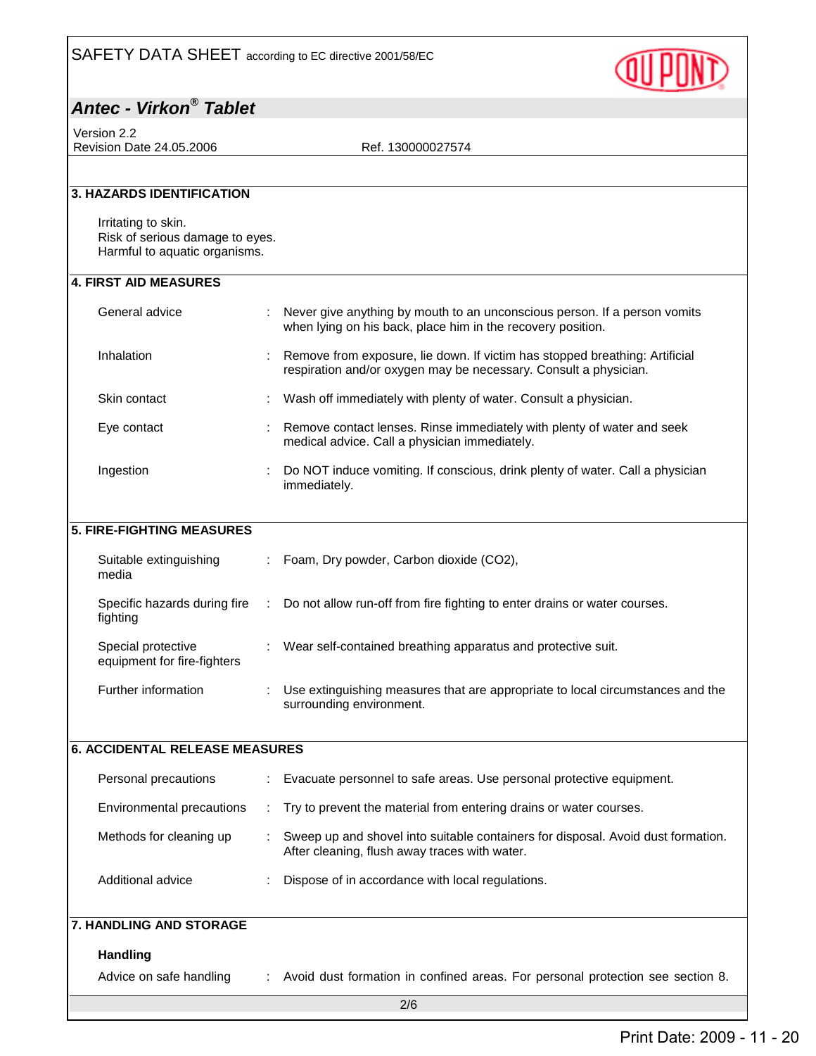## 3. HAZARDS IDENTIFICATION

Irritating to skin.
Risk of serious damage to eyes.
Harmful to aquatic organisms.

## 4. FIRST AID MEASURES

| | | |
|---|---|---|
| General advice | : | Never give anything by mouth to an unconscious person. If a person vomits when lying on his back, place him in the recovery position. |
| Inhalation | : | Remove from exposure, lie down. If victim has stopped breathing: Artificial respiration and/or oxygen may be necessary. Consult a physician. |
| Skin contact | : | Wash off immediately with plenty of water. Consult a physician. |
| Eye contact | : | Remove contact lenses. Rinse immediately with plenty of water and seek medical advice. Call a physician immediately. |
| Ingestion | : | Do NOT induce vomiting. If conscious, drink plenty of water. Call a physician immediately. |

## 5. FIRE-FIGHTING MEASURES

| | | |
|---|---|---|
| Suitable extinguishing media | : | Foam, Dry powder, Carbon dioxide ($CO_2$), |
| Specific hazards during fire fighting | : | Do not allow run-off from fire fighting to enter drains or water courses. |
| Special protective equipment for fire-fighters | : | Wear self-contained breathing apparatus and protective suit. |
| Further information | : | Use extinguishing measures that are appropriate to local circumstances and the surrounding environment. |

## 6. ACCIDENTAL RELEASE MEASURES

| | | |
|---|---|---|
| Personal precautions | : | Evacuate personnel to safe areas. Use personal protective equipment. |
| Environmental precautions | : | Try to prevent the material from entering drains or water courses. |
| Methods for cleaning up | : | Sweep up and shovel into suitable containers for disposal. Avoid dust formation. After cleaning, flush away traces with water. |
| Additional advice | : | Dispose of in accordance with local regulations. |

## 7. HANDLING AND STORAGE

**Handling**

| | | |
|---|---|---|
| Advice on safe handling | : | Avoid dust formation in confined areas. For personal protection see section 8. |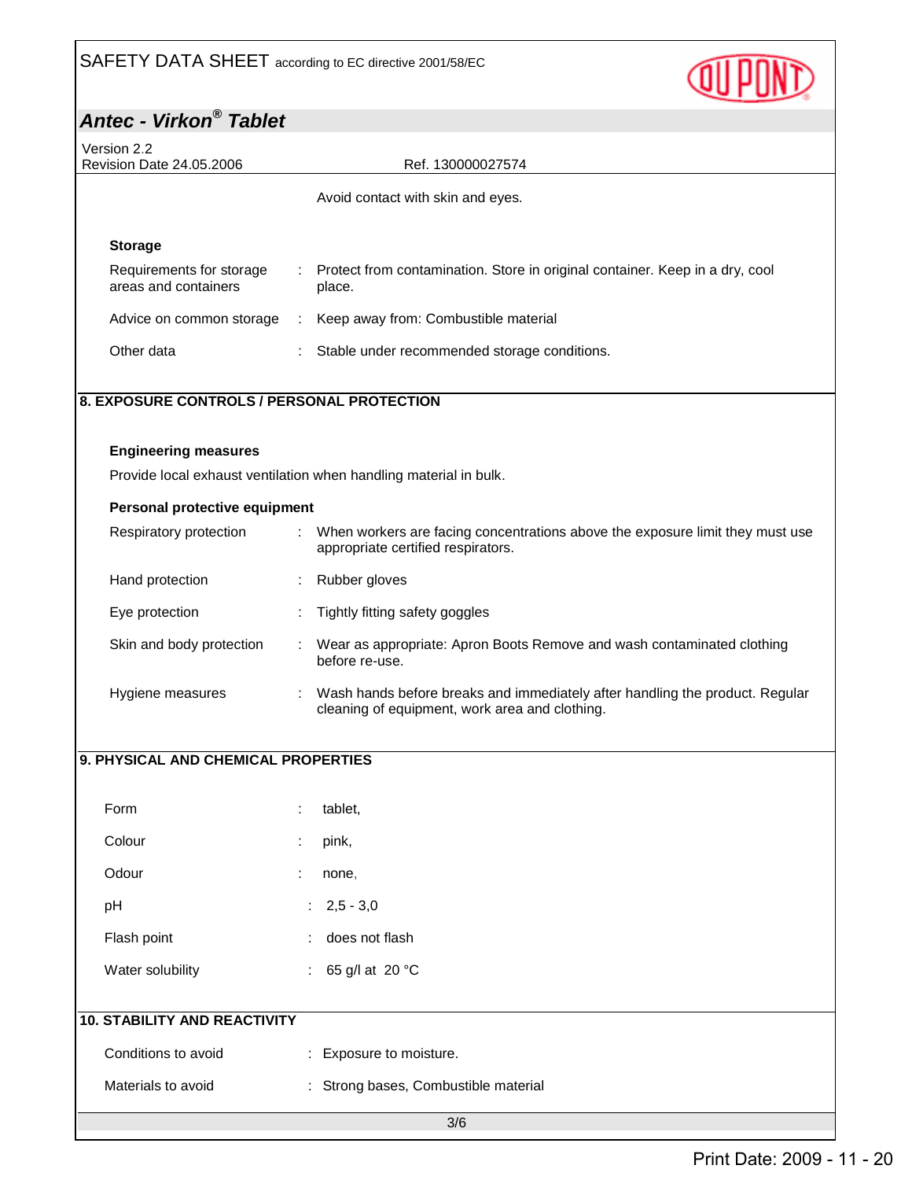Avoid contact with skin and eyes.

**Storage**

| | |
|---|---|
| Requirements for storage areas and containers | Protect from contamination. Store in original container. Keep in a dry, cool place. |
| Advice on common storage | Keep away from: Combustible material |
| Other data | Stable under recommended storage conditions. |

## 8. EXPOSURE CONTROLS / PERSONAL PROTECTION

**Engineering measures**

Provide local exhaust ventilation when handling material in bulk.

**Personal protective equipment**

| | |
|---|---|
| Respiratory protection | When workers are facing concentrations above the exposure limit they must use appropriate certified respirators. |
| Hand protection | Rubber gloves |
| Eye protection | Tightly fitting safety goggles |
| Skin and body protection | Wear as appropriate: Apron Boots Remove and wash contaminated clothing before re-use. |
| Hygiene measures | Wash hands before breaks and immediately after handling the product. Regular cleaning of equipment, work area and clothing. |

## 9. PHYSICAL AND CHEMICAL PROPERTIES

| | |
|---|---|
| Form | tablet, |
| Colour | pink, |
| Odour | none, |
| pH | 2,5 - 3,0 |
| Flash point | does not flash |
| Water solubility | 65 g/l at 20 °C |

## 10. STABILITY AND REACTIVITY

| | |
|---|---|
| Conditions to avoid | Exposure to moisture. |
| Materials to avoid | Strong bases, Combustible material |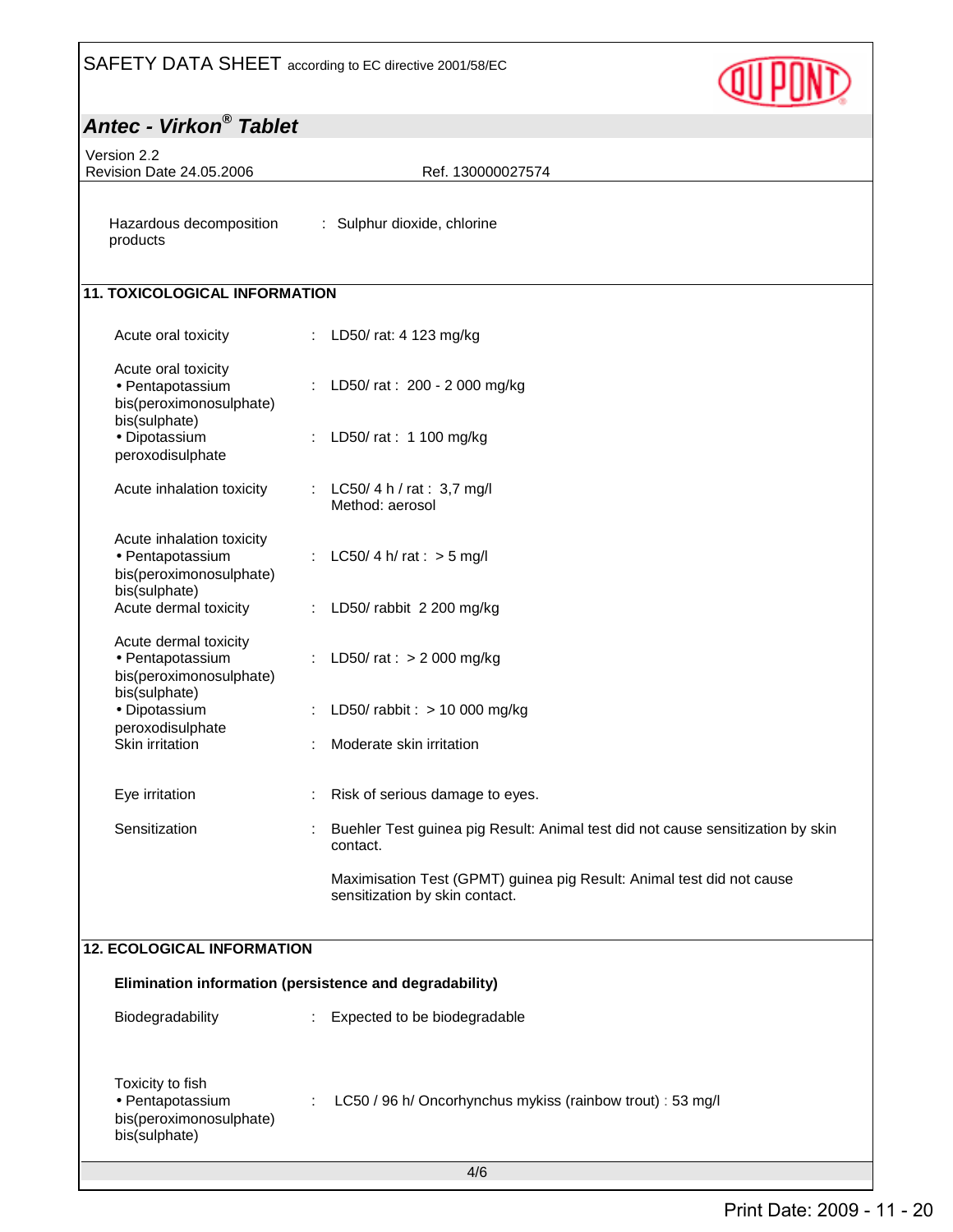| | | |
|---|---|---|
| Hazardous decomposition products | : | Sulphur dioxide, chlorine |

## 11. TOXICOLOGICAL INFORMATION

| | | |
|---|---|---|
| Acute oral toxicity | : | LD50/ rat: 4 123 mg/kg |
| Acute oral toxicity<br>• Pentapotassium bis(peroximonosulphate) bis(sulphate) | : | LD50/ rat : 200 - 2 000 mg/kg |
| • Dipotassium peroxodisulphate | : | LD50/ rat : 1 100 mg/kg |
| Acute inhalation toxicity | : | LC50/ 4 h / rat : 3,7 mg/l<br>Method: aerosol |
| Acute inhalation toxicity<br>• Pentapotassium bis(peroximonosulphate) bis(sulphate) | : | LC50/ 4 h/ rat : > 5 mg/l |
| Acute dermal toxicity | : | LD50/ rabbit 2 200 mg/kg |
| Acute dermal toxicity<br>• Pentapotassium bis(peroximonosulphate) bis(sulphate) | : | LD50/ rat : > 2 000 mg/kg |
| • Dipotassium peroxodisulphate | : | LD50/ rabbit : > 10 000 mg/kg |
| Skin irritation | : | Moderate skin irritation |
| Eye irritation | : | Risk of serious damage to eyes. |
| Sensitization | : | Buehler Test guinea pig Result: Animal test did not cause sensitization by skin contact.<br><br>Maximisation Test (GPMT) guinea pig Result: Animal test did not cause sensitization by skin contact. |

## 12. ECOLOGICAL INFORMATION

**Elimination information (persistence and degradability)**

| | | |
|---|---|---|
| Biodegradability | : | Expected to be biodegradable |
| Toxicity to fish<br>• Pentapotassium bis(peroximonosulphate) bis(sulphate) | : | LC50 / 96 h/ Oncorhynchus mykiss (rainbow trout) : 53 mg/l |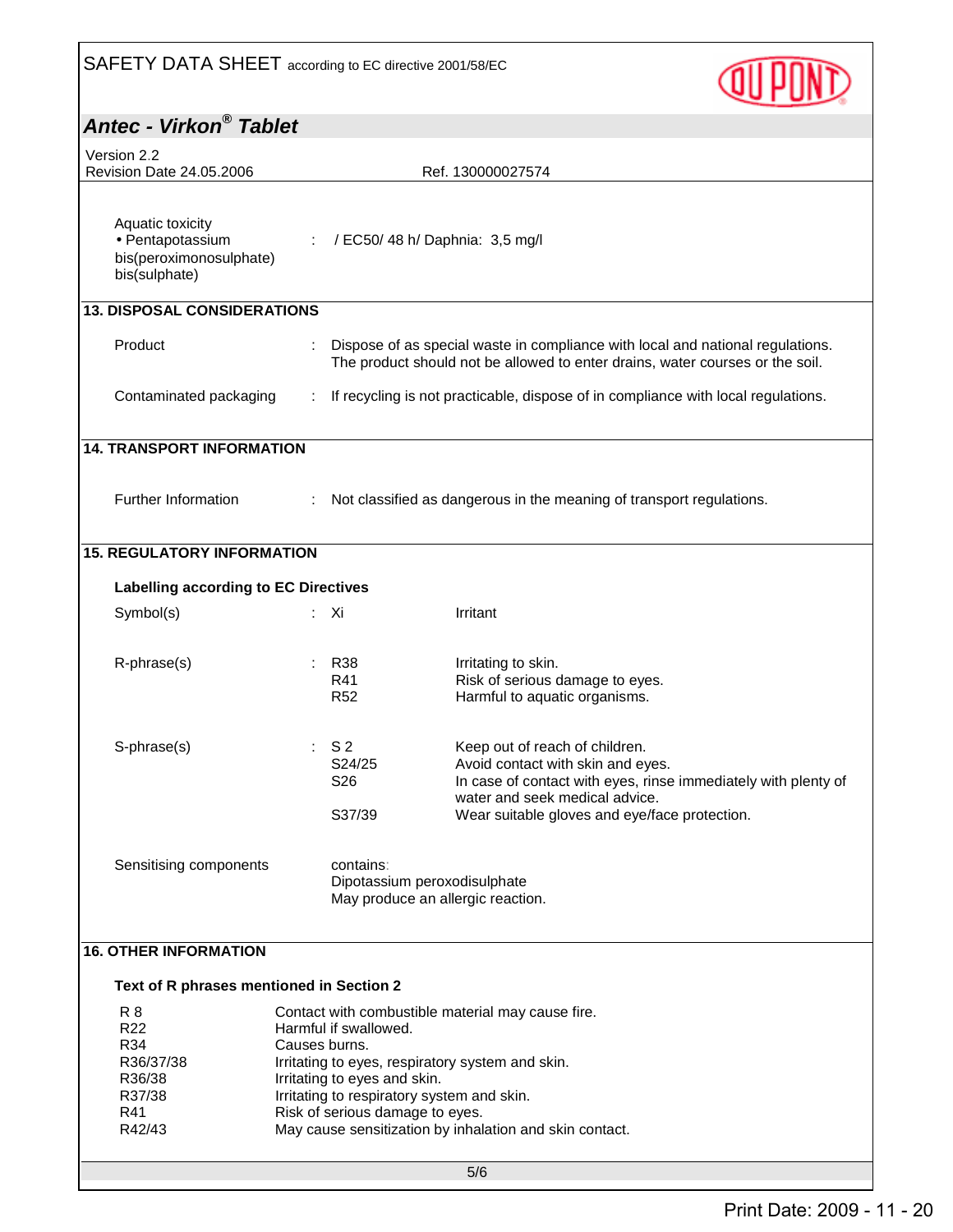Aquatic toxicity

| | | |
|---|---|---|
| • Pentapotassium bis(peroximonosulphate) bis(sulphate) | : | / EC50/ 48 h/ Daphnia: 3,5 mg/l |

## 13. DISPOSAL CONSIDERATIONS

| | | |
|---|---|---|
| Product | : | Dispose of as special waste in compliance with local and national regulations. The product should not be allowed to enter drains, water courses or the soil. |
| Contaminated packaging | : | If recycling is not practicable, dispose of in compliance with local regulations. |

## 14. TRANSPORT INFORMATION

| | | |
|---|---|---|
| Further Information | : | Not classified as dangerous in the meaning of transport regulations. |

## 15. REGULATORY INFORMATION

**Labelling according to EC Directives**

| | | | |
|---|---|---|---|
| Symbol(s) | : | Xi | Irritant |
| R-phrase(s) | : | R38 | Irritating to skin. |
| | | R41 | Risk of serious damage to eyes. |
| | | R52 | Harmful to aquatic organisms. |
| S-phrase(s) | : | S 2 | Keep out of reach of children. |
| | | S24/25 | Avoid contact with skin and eyes. |
| | | S26 | In case of contact with eyes, rinse immediately with plenty of water and seek medical advice. |
| | | S37/39 | Wear suitable gloves and eye/face protection. |

Sensitising components: contains:
Dipotassium peroxodisulphate
May produce an allergic reaction.

## 16. OTHER INFORMATION

**Text of R phrases mentioned in Section 2**

| | |
|---|---|
| R 8 | Contact with combustible material may cause fire. |
| R22 | Harmful if swallowed. |
| R34 | Causes burns. |
| R36/37/38 | Irritating to eyes, respiratory system and skin. |
| R36/38 | Irritating to eyes and skin. |
| R37/38 | Irritating to respiratory system and skin. |
| R41 | Risk of serious damage to eyes. |
| R42/43 | May cause sensitization by inhalation and skin contact. |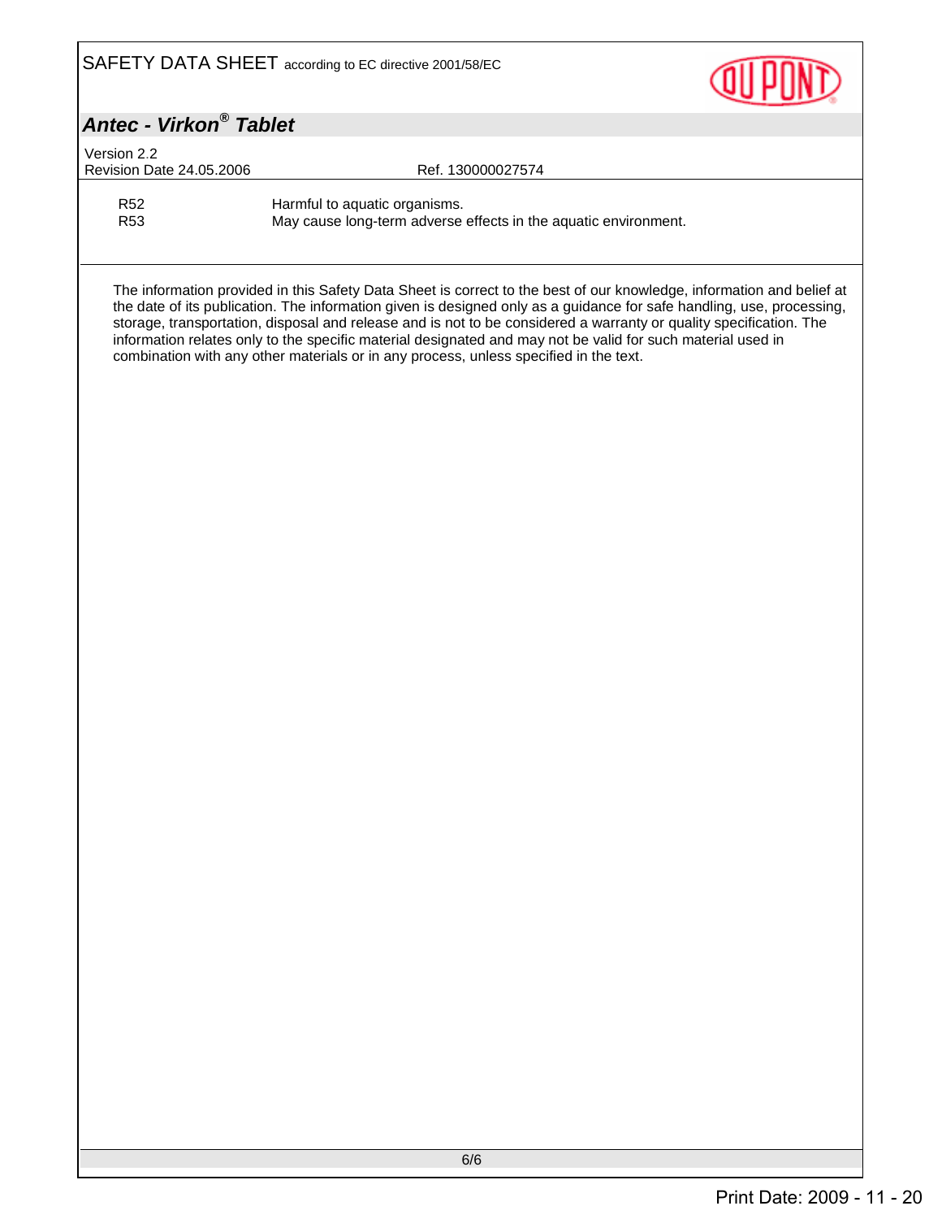| | |
|---|---|
| R52 | Harmful to aquatic organisms. |
| R53 | May cause long-term adverse effects in the aquatic environment. |

The information provided in this Safety Data Sheet is correct to the best of our knowledge, information and belief at the date of its publication. The information given is designed only as a guidance for safe handling, use, processing, storage, transportation, disposal and release and is not to be considered a warranty or quality specification. The information relates only to the specific material designated and may not be valid for such material used in combination with any other materials or in any process, unless specified in the text.